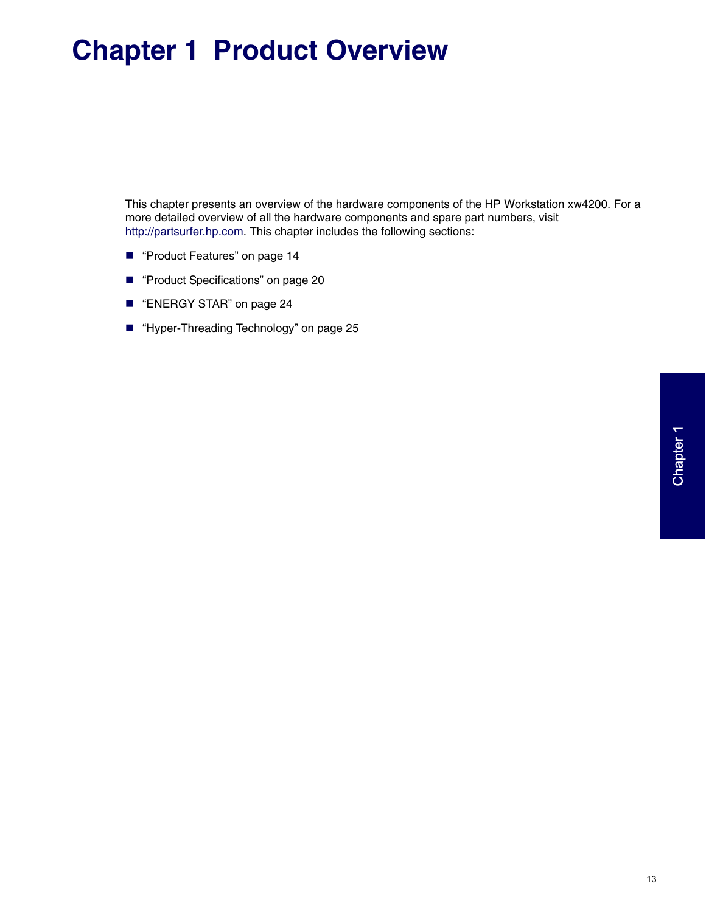# Chapter 1 Product Overview

This chapter presents an overview of the hardware components of the HP Workstation xw4200. For a more detailed overview of all the hardware components and spare part numbers, visit http://partsurfer.hp.com. This chapter includes the following sections:

- "Product Features" on page 14
- "Product Specifications" on page 20
- "ENERGY STAR" on page 24
- "Hyper-Threading Technology" on page 25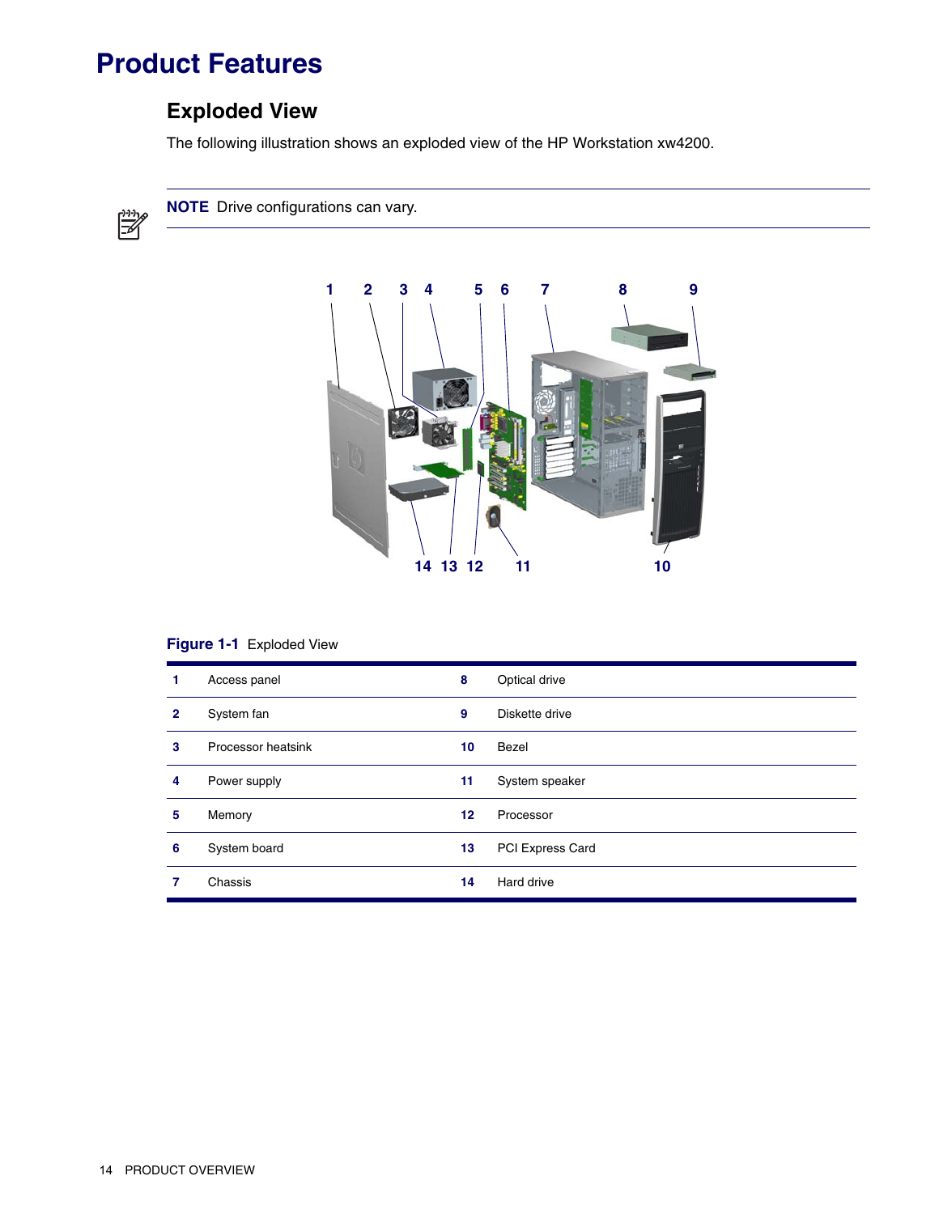# Product Features

## Exploded View

The following illustration shows an exploded view of the HP Workstation xw4200.

**NOTE** Drive configurations can vary.

**Figure 1-1** Exploded View

| | | | |
|---|---|---|---|
| 1 | Access panel | 8 | Optical drive |
| 2 | System fan | 9 | Diskette drive |
| 3 | Processor heatsink | 10 | Bezel |
| 4 | Power supply | 11 | System speaker |
| 5 | Memory | 12 | Processor |
| 6 | System board | 13 | PCI Express Card |
| 7 | Chassis | 14 | Hard drive |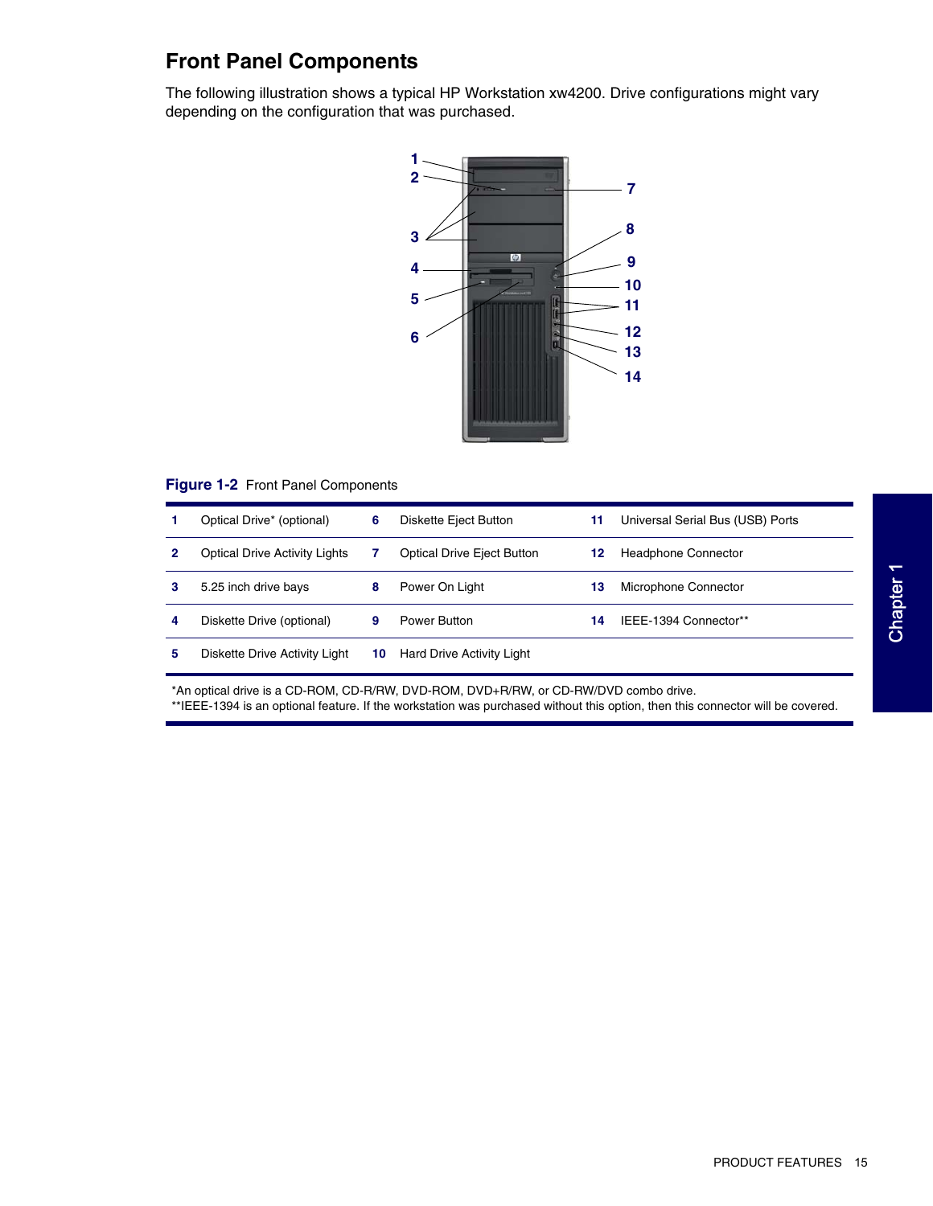## Front Panel Components

The following illustration shows a typical HP Workstation xw4200. Drive configurations might vary depending on the configuration that was purchased.

**Figure 1-2** Front Panel Components

| | | | | | |
|---|---|---|---|---|---|
| 1 | Optical Drive* (optional) | 6 | Diskette Eject Button | 11 | Universal Serial Bus (USB) Ports |
| 2 | Optical Drive Activity Lights | 7 | Optical Drive Eject Button | 12 | Headphone Connector |
| 3 | 5.25 inch drive bays | 8 | Power On Light | 13 | Microphone Connector |
| 4 | Diskette Drive (optional) | 9 | Power Button | 14 | IEEE-1394 Connector** |
| 5 | Diskette Drive Activity Light | 10 | Hard Drive Activity Light | | |

*An optical drive is a CD-ROM, CD-R/RW, DVD-ROM, DVD+R/RW, or CD-RW/DVD combo drive.
**IEEE-1394 is an optional feature. If the workstation was purchased without this option, then this connector will be covered.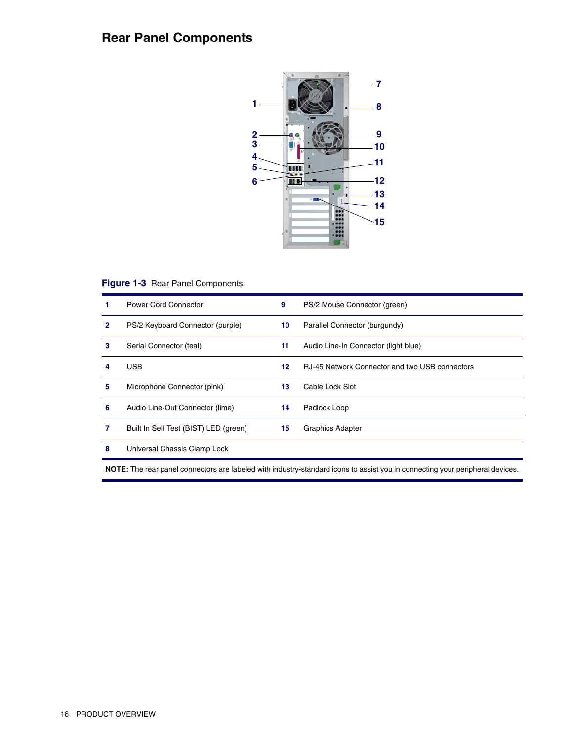## Rear Panel Components

**Figure 1-3** Rear Panel Components

| | | | |
|---|---|---|---|
| **1** | Power Cord Connector | **9** | PS/2 Mouse Connector (green) |
| **2** | PS/2 Keyboard Connector (purple) | **10** | Parallel Connector (burgundy) |
| **3** | Serial Connector (teal) | **11** | Audio Line-In Connector (light blue) |
| **4** | USB | **12** | RJ-45 Network Connector and two USB connectors |
| **5** | Microphone Connector (pink) | **13** | Cable Lock Slot |
| **6** | Audio Line-Out Connector (lime) | **14** | Padlock Loop |
| **7** | Built In Self Test (BIST) LED (green) | **15** | Graphics Adapter |
| **8** | Universal Chassis Clamp Lock | | |

**NOTE:** The rear panel connectors are labeled with industry-standard icons to assist you in connecting your peripheral devices.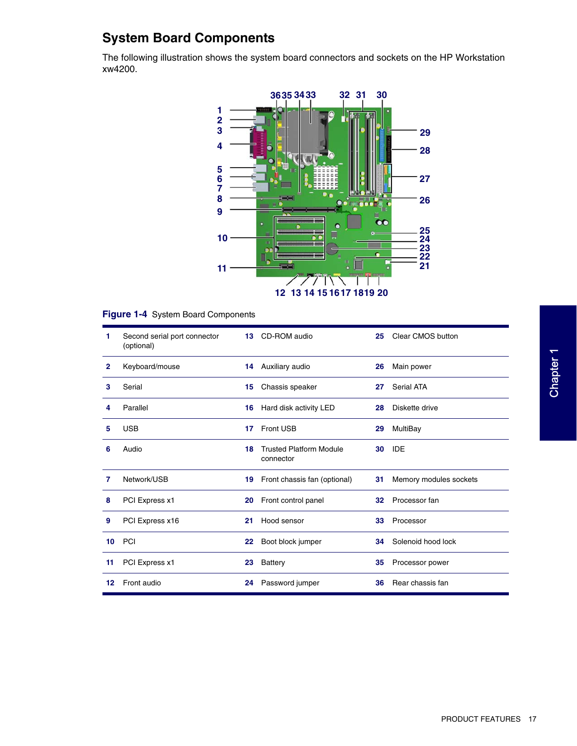## System Board Components

The following illustration shows the system board connectors and sockets on the HP Workstation xw4200.

**Figure 1-4** System Board Components

| | | | | | |
|---|---|---|---|---|---|
| 1 | Second serial port connector (optional) | 13 | CD-ROM audio | 25 | Clear CMOS button |
| 2 | Keyboard/mouse | 14 | Auxiliary audio | 26 | Main power |
| 3 | Serial | 15 | Chassis speaker | 27 | Serial ATA |
| 4 | Parallel | 16 | Hard disk activity LED | 28 | Diskette drive |
| 5 | USB | 17 | Front USB | 29 | MultiBay |
| 6 | Audio | 18 | Trusted Platform Module connector | 30 | IDE |
| 7 | Network/USB | 19 | Front chassis fan (optional) | 31 | Memory modules sockets |
| 8 | PCI Express x1 | 20 | Front control panel | 32 | Processor fan |
| 9 | PCI Express x16 | 21 | Hood sensor | 33 | Processor |
| 10 | PCI | 22 | Boot block jumper | 34 | Solenoid hood lock |
| 11 | PCI Express x1 | 23 | Battery | 35 | Processor power |
| 12 | Front audio | 24 | Password jumper | 36 | Rear chassis fan |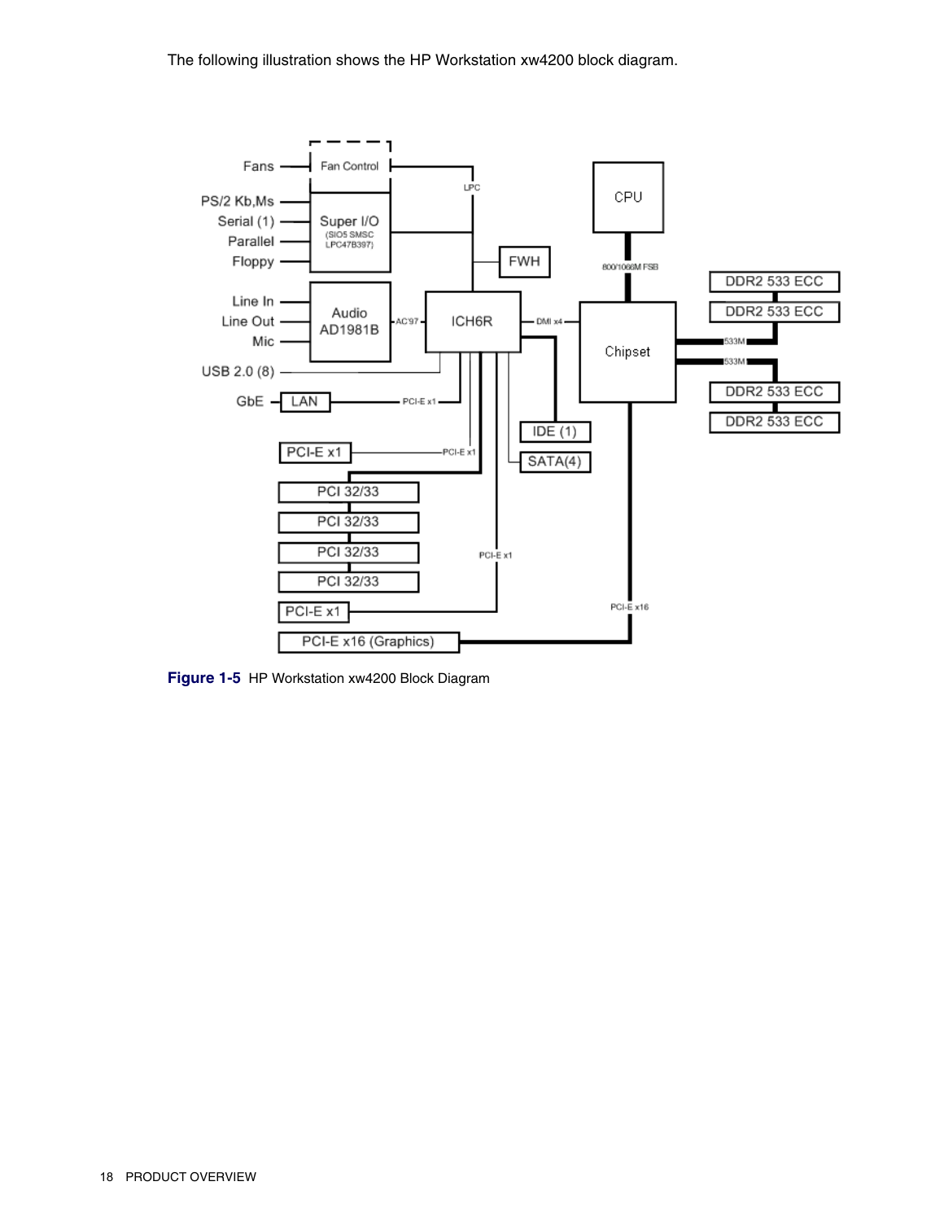The following illustration shows the HP Workstation xw4200 block diagram.

**Figure 1-5** HP Workstation xw4200 Block Diagram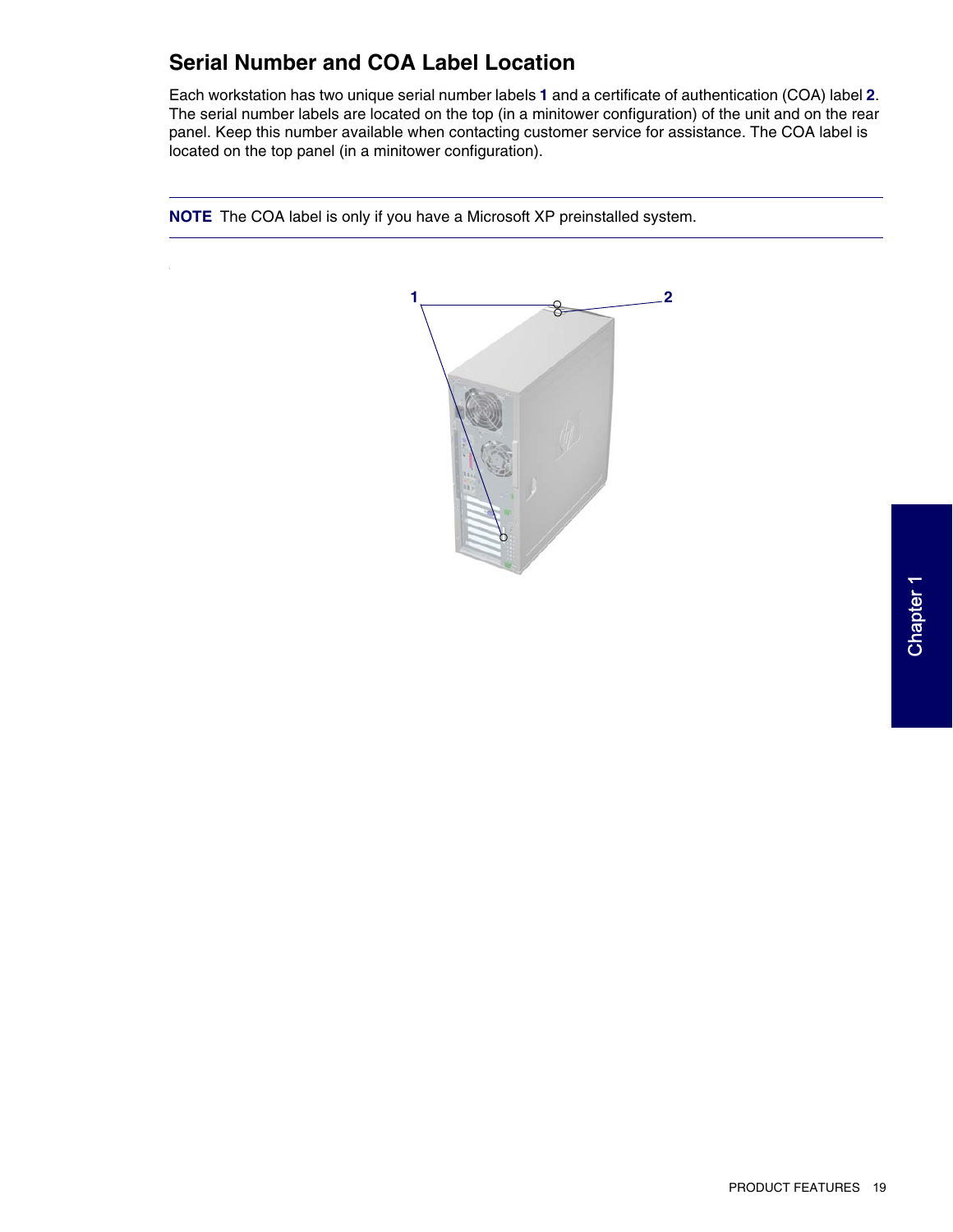## Serial Number and COA Label Location

Each workstation has two unique serial number labels **1** and a certificate of authentication (COA) label **2**. The serial number labels are located on the top (in a minitower configuration) of the unit and on the rear panel. Keep this number available when contacting customer service for assistance. The COA label is located on the top panel (in a minitower configuration).

---

**NOTE** The COA label is only if you have a Microsoft XP preinstalled system.

---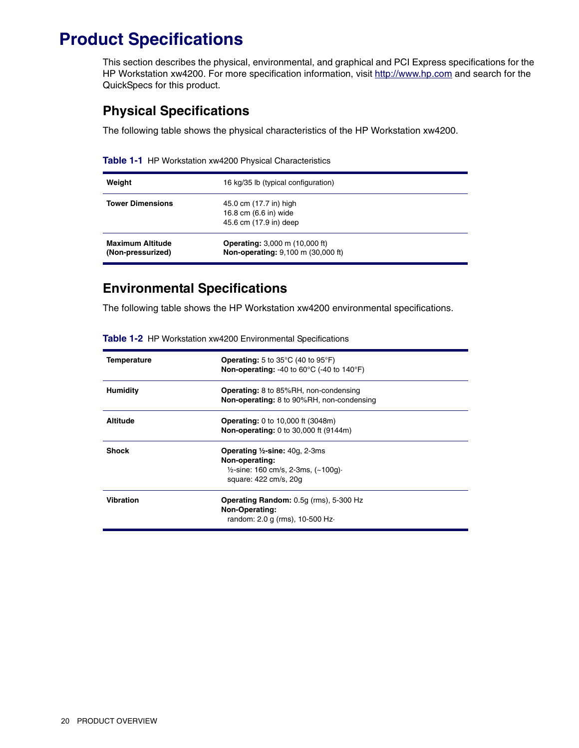# Product Specifications

This section describes the physical, environmental, and graphical and PCI Express specifications for the HP Workstation xw4200. For more specification information, visit http://www.hp.com and search for the QuickSpecs for this product.

## Physical Specifications

The following table shows the physical characteristics of the HP Workstation xw4200.

**Table 1-1** HP Workstation xw4200 Physical Characteristics

| | |
|---|---|
| **Weight** | 16 kg/35 lb (typical configuration) |
| **Tower Dimensions** | 45.0 cm (17.7 in) high<br>16.8 cm (6.6 in) wide<br>45.6 cm (17.9 in) deep |
| **Maximum Altitude (Non-pressurized)** | **Operating:** 3,000 m (10,000 ft)<br>**Non-operating:** 9,100 m (30,000 ft) |

## Environmental Specifications

The following table shows the HP Workstation xw4200 environmental specifications.

**Table 1-2** HP Workstation xw4200 Environmental Specifications

| | |
|---|---|
| **Temperature** | **Operating:** 5 to 35°C (40 to 95°F)<br>**Non-operating:** -40 to 60°C (-40 to 140°F) |
| **Humidity** | **Operating:** 8 to 85%RH, non-condensing<br>**Non-operating:** 8 to 90%RH, non-condensing |
| **Altitude** | **Operating:** 0 to 10,000 ft (3048m)<br>**Non-operating:** 0 to 30,000 ft (9144m) |
| **Shock** | **Operating ½-sine:** 40g, 2-3ms<br>**Non-operating:**<br>½-sine: 160 cm/s, 2-3ms, (~100g)·<br>square: 422 cm/s, 20g |
| **Vibration** | **Operating Random:** 0.5g (rms), 5-300 Hz<br>**Non-Operating:**<br>random: 2.0 g (rms), 10-500 Hz· |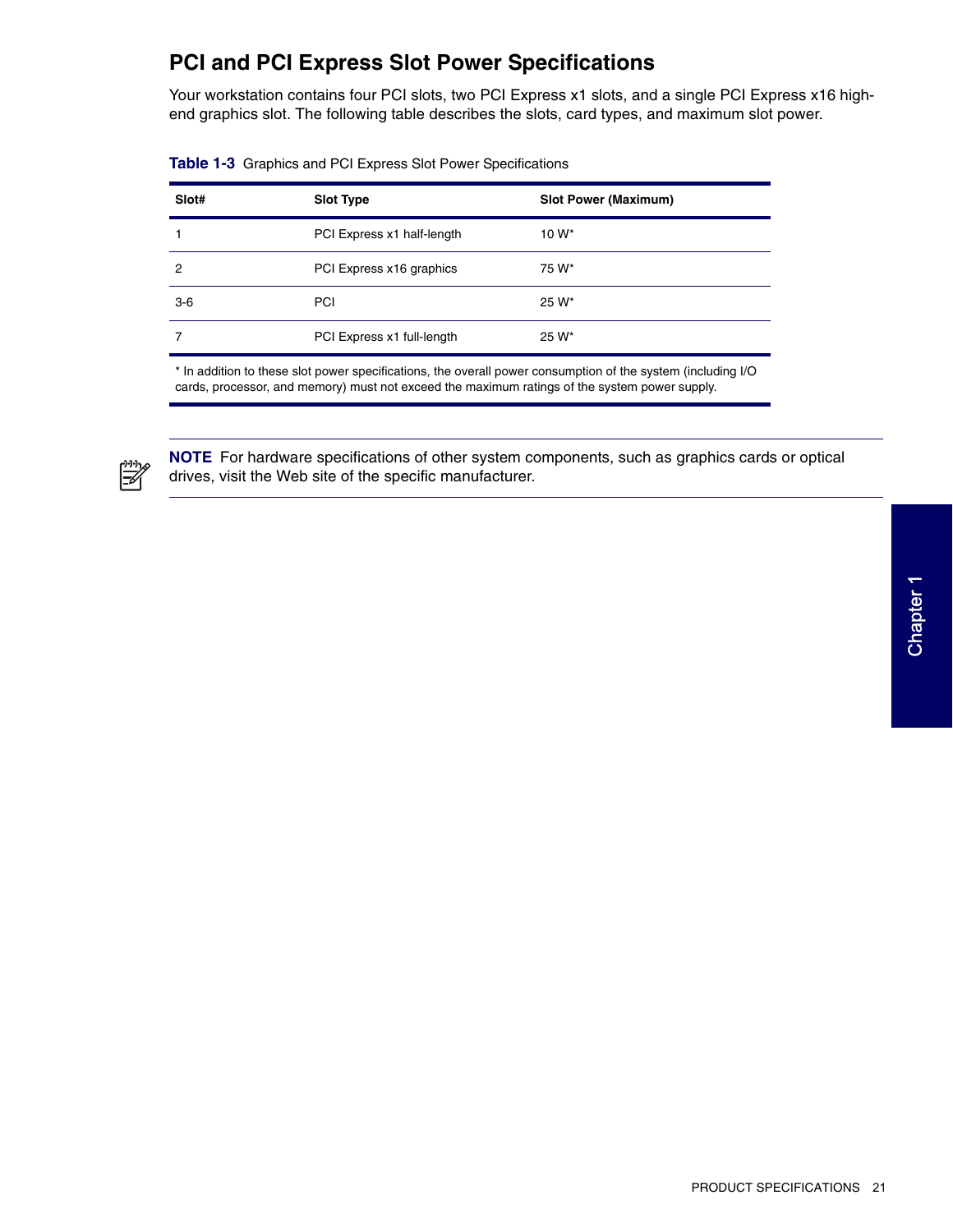## PCI and PCI Express Slot Power Specifications

Your workstation contains four PCI slots, two PCI Express x1 slots, and a single PCI Express x16 high-end graphics slot. The following table describes the slots, card types, and maximum slot power.

**Table 1-3** Graphics and PCI Express Slot Power Specifications

| Slot# | Slot Type | Slot Power (Maximum) |
|---|---|---|
| 1 | PCI Express x1 half-length | 10 W* |
| 2 | PCI Express x16 graphics | 75 W* |
| 3-6 | PCI | 25 W* |
| 7 | PCI Express x1 full-length | 25 W* |

* In addition to these slot power specifications, the overall power consumption of the system (including I/O cards, processor, and memory) must not exceed the maximum ratings of the system power supply.

**NOTE** For hardware specifications of other system components, such as graphics cards or optical drives, visit the Web site of the specific manufacturer.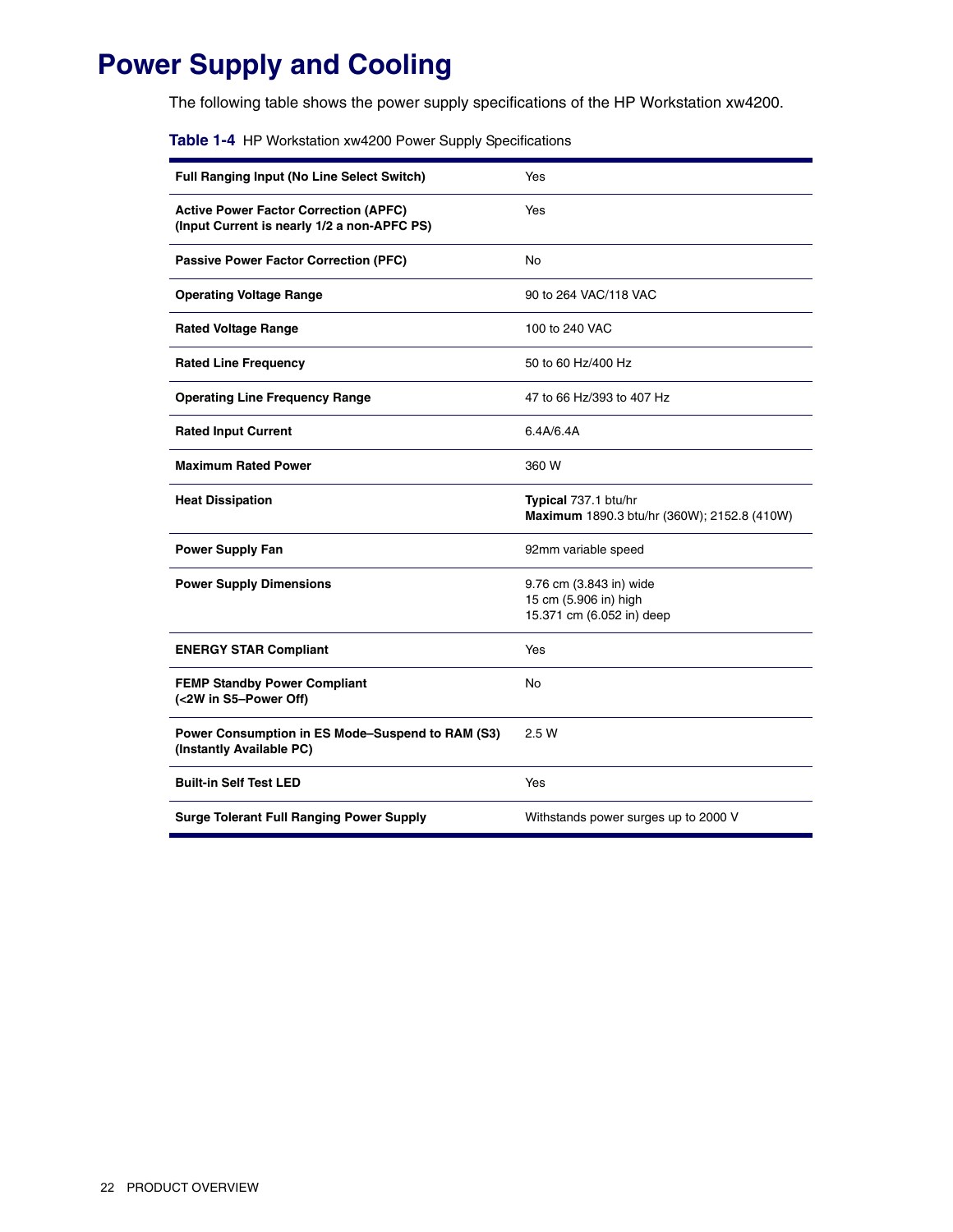# Power Supply and Cooling

The following table shows the power supply specifications of the HP Workstation xw4200.

**Table 1-4** HP Workstation xw4200 Power Supply Specifications

| | |
|---|---|
| **Full Ranging Input (No Line Select Switch)** | Yes |
| **Active Power Factor Correction (APFC)<br>(Input Current is nearly 1/2 a non-APFC PS)** | Yes |
| **Passive Power Factor Correction (PFC)** | No |
| **Operating Voltage Range** | 90 to 264 VAC/118 VAC |
| **Rated Voltage Range** | 100 to 240 VAC |
| **Rated Line Frequency** | 50 to 60 Hz/400 Hz |
| **Operating Line Frequency Range** | 47 to 66 Hz/393 to 407 Hz |
| **Rated Input Current** | 6.4A/6.4A |
| **Maximum Rated Power** | 360 W |
| **Heat Dissipation** | **Typical** 737.1 btu/hr<br>**Maximum** 1890.3 btu/hr (360W); 2152.8 (410W) |
| **Power Supply Fan** | 92mm variable speed |
| **Power Supply Dimensions** | 9.76 cm (3.843 in) wide<br>15 cm (5.906 in) high<br>15.371 cm (6.052 in) deep |
| **ENERGY STAR Compliant** | Yes |
| **FEMP Standby Power Compliant<br>(<2W in S5–Power Off)** | No |
| **Power Consumption in ES Mode–Suspend to RAM (S3)<br>(Instantly Available PC)** | 2.5 W |
| **Built-in Self Test LED** | Yes |
| **Surge Tolerant Full Ranging Power Supply** | Withstands power surges up to 2000 V |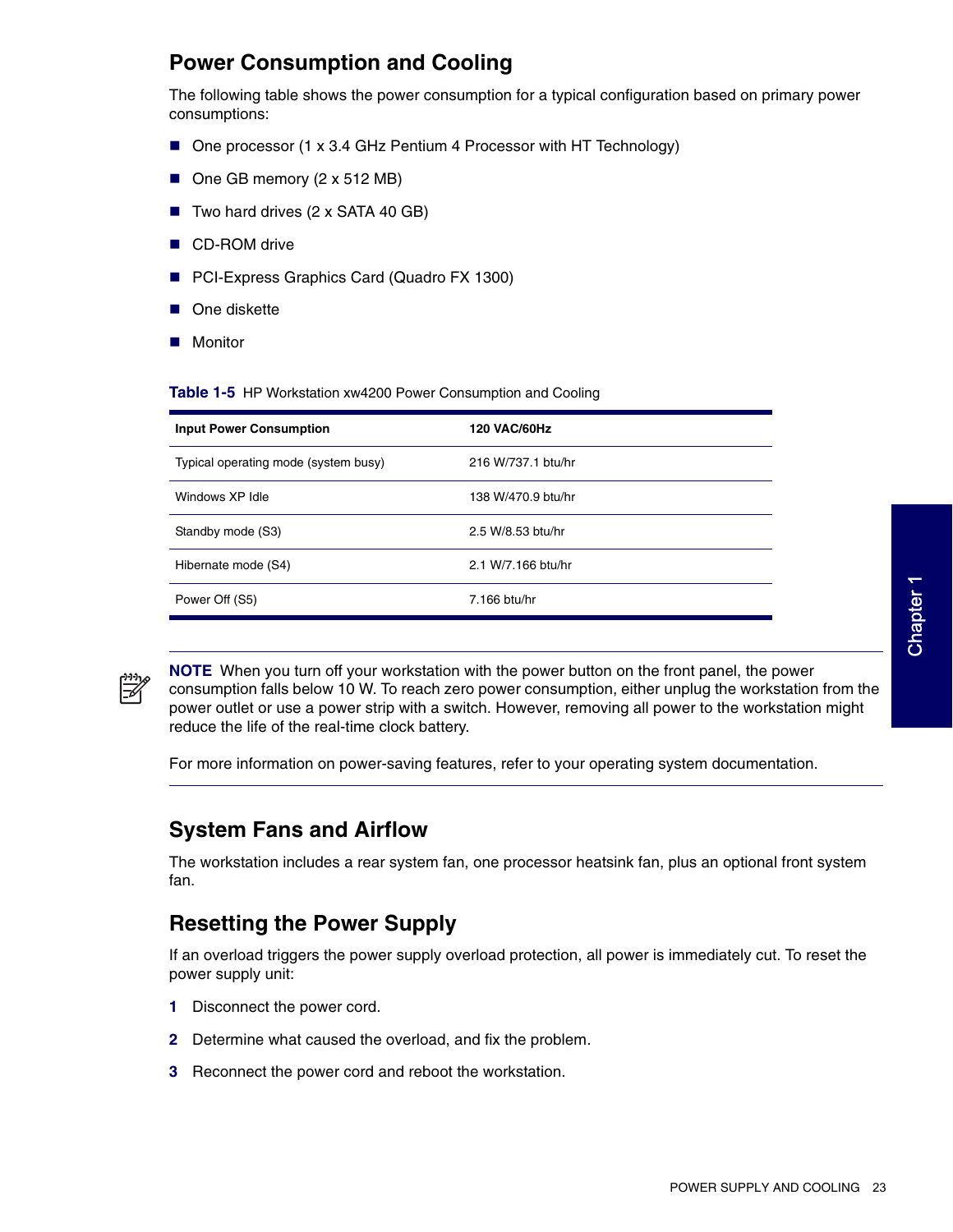## Power Consumption and Cooling

The following table shows the power consumption for a typical configuration based on primary power consumptions:

- One processor (1 x 3.4 GHz Pentium 4 Processor with HT Technology)
- One GB memory (2 x 512 MB)
- Two hard drives (2 x SATA 40 GB)
- CD-ROM drive
- PCI-Express Graphics Card (Quadro FX 1300)
- One diskette
- Monitor

**Table 1-5** HP Workstation xw4200 Power Consumption and Cooling

| Input Power Consumption | 120 VAC/60Hz |
|---|---|
| Typical operating mode (system busy) | 216 W/737.1 btu/hr |
| Windows XP Idle | 138 W/470.9 btu/hr |
| Standby mode (S3) | 2.5 W/8.53 btu/hr |
| Hibernate mode (S4) | 2.1 W/7.166 btu/hr |
| Power Off (S5) | 7.166 btu/hr |

**NOTE** When you turn off your workstation with the power button on the front panel, the power consumption falls below 10 W. To reach zero power consumption, either unplug the workstation from the power outlet or use a power strip with a switch. However, removing all power to the workstation might reduce the life of the real-time clock battery.

For more information on power-saving features, refer to your operating system documentation.

## System Fans and Airflow

The workstation includes a rear system fan, one processor heatsink fan, plus an optional front system fan.

## Resetting the Power Supply

If an overload triggers the power supply overload protection, all power is immediately cut. To reset the power supply unit:

1. Disconnect the power cord.
2. Determine what caused the overload, and fix the problem.
3. Reconnect the power cord and reboot the workstation.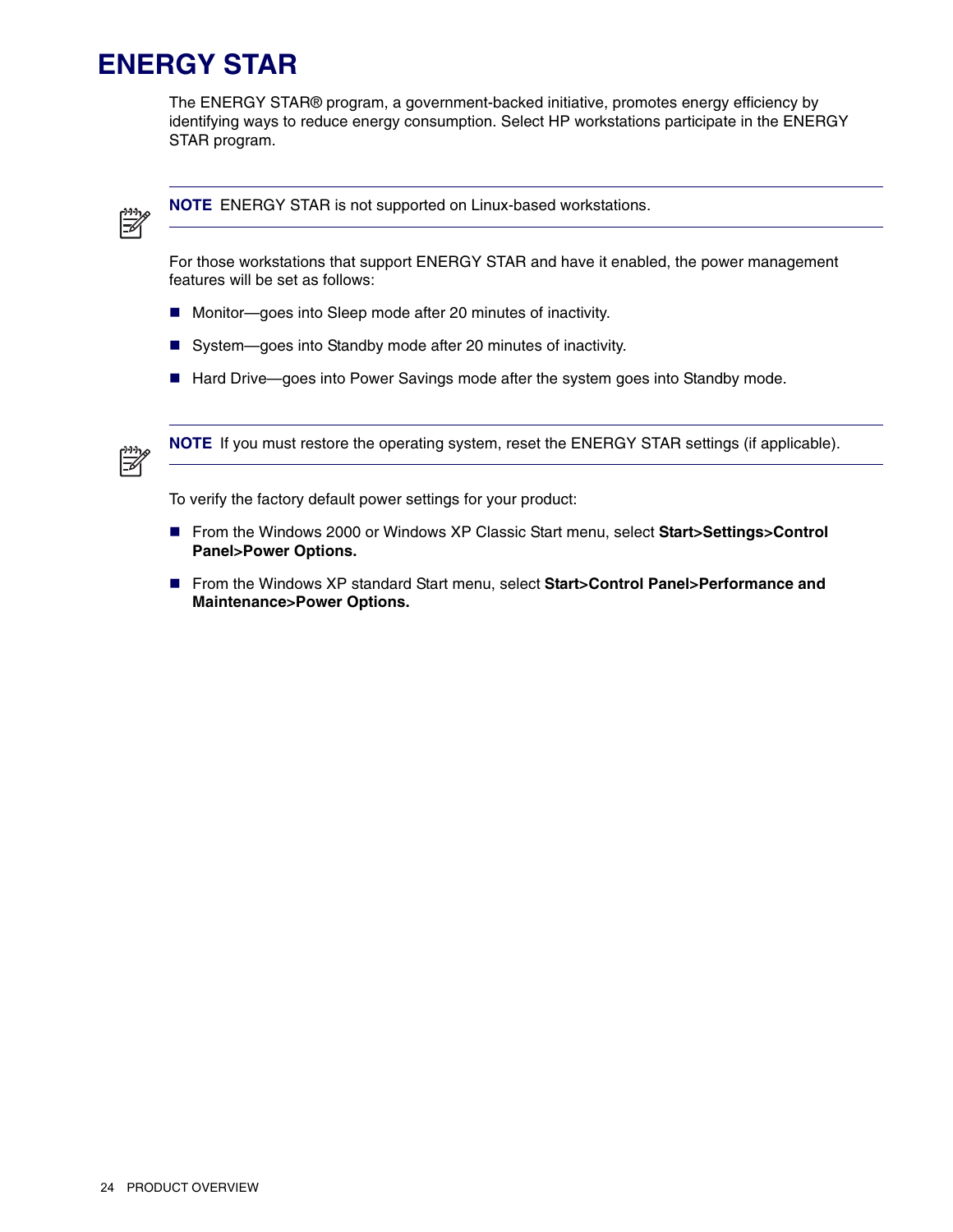# ENERGY STAR

The ENERGY STAR® program, a government-backed initiative, promotes energy efficiency by identifying ways to reduce energy consumption. Select HP workstations participate in the ENERGY STAR program.

**NOTE** ENERGY STAR is not supported on Linux-based workstations.

For those workstations that support ENERGY STAR and have it enabled, the power management features will be set as follows:

- Monitor—goes into Sleep mode after 20 minutes of inactivity.
- System—goes into Standby mode after 20 minutes of inactivity.
- Hard Drive—goes into Power Savings mode after the system goes into Standby mode.

**NOTE** If you must restore the operating system, reset the ENERGY STAR settings (if applicable).

To verify the factory default power settings for your product:

- From the Windows 2000 or Windows XP Classic Start menu, select **Start>Settings>Control Panel>Power Options.**
- From the Windows XP standard Start menu, select **Start>Control Panel>Performance and Maintenance>Power Options.**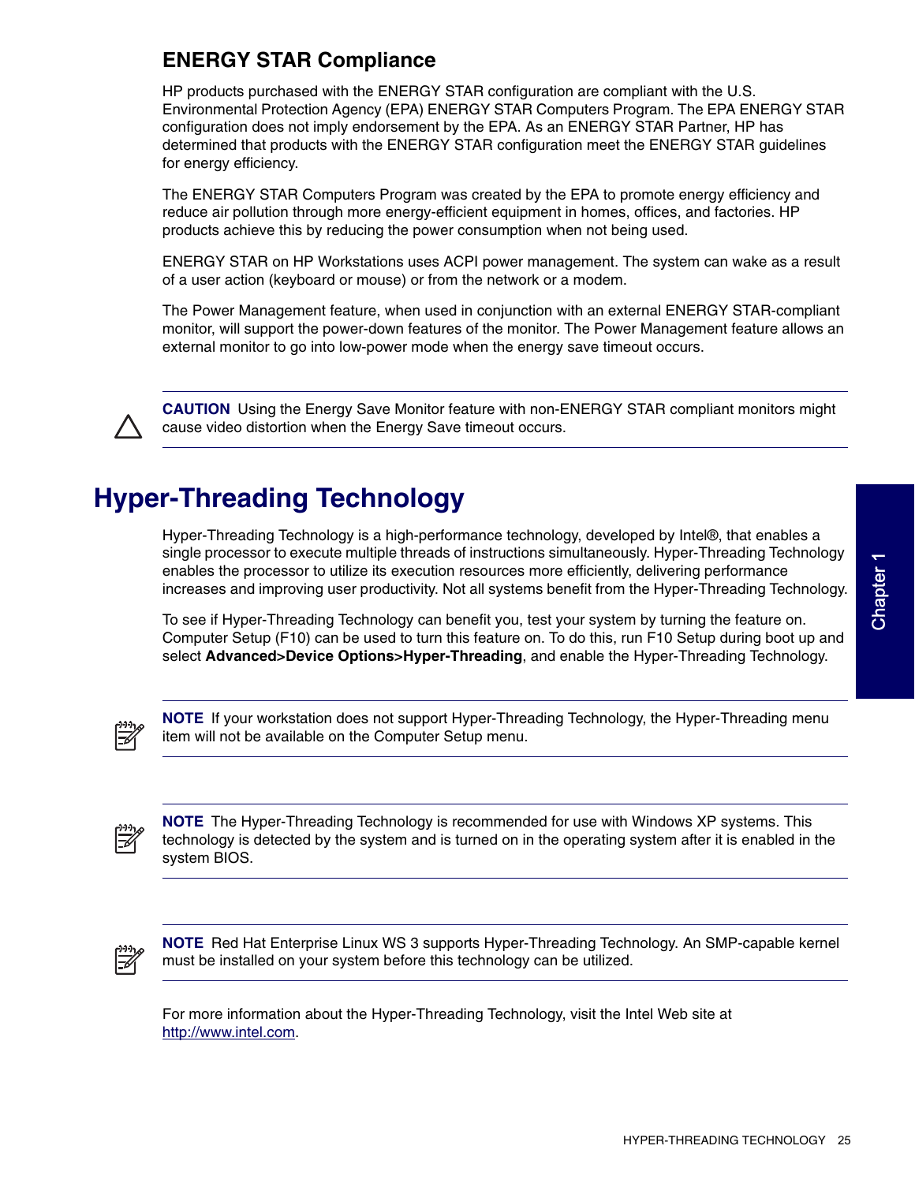### ENERGY STAR Compliance

HP products purchased with the ENERGY STAR configuration are compliant with the U.S. Environmental Protection Agency (EPA) ENERGY STAR Computers Program. The EPA ENERGY STAR configuration does not imply endorsement by the EPA. As an ENERGY STAR Partner, HP has determined that products with the ENERGY STAR configuration meet the ENERGY STAR guidelines for energy efficiency.

The ENERGY STAR Computers Program was created by the EPA to promote energy efficiency and reduce air pollution through more energy-efficient equipment in homes, offices, and factories. HP products achieve this by reducing the power consumption when not being used.

ENERGY STAR on HP Workstations uses ACPI power management. The system can wake as a result of a user action (keyboard or mouse) or from the network or a modem.

The Power Management feature, when used in conjunction with an external ENERGY STAR-compliant monitor, will support the power-down features of the monitor. The Power Management feature allows an external monitor to go into low-power mode when the energy save timeout occurs.

**CAUTION** Using the Energy Save Monitor feature with non-ENERGY STAR compliant monitors might cause video distortion when the Energy Save timeout occurs.

## Hyper-Threading Technology

Hyper-Threading Technology is a high-performance technology, developed by Intel®, that enables a single processor to execute multiple threads of instructions simultaneously. Hyper-Threading Technology enables the processor to utilize its execution resources more efficiently, delivering performance increases and improving user productivity. Not all systems benefit from the Hyper-Threading Technology.

To see if Hyper-Threading Technology can benefit you, test your system by turning the feature on. Computer Setup (F10) can be used to turn this feature on. To do this, run F10 Setup during boot up and select **Advanced>Device Options>Hyper-Threading**, and enable the Hyper-Threading Technology.

**NOTE** If your workstation does not support Hyper-Threading Technology, the Hyper-Threading menu item will not be available on the Computer Setup menu.

**NOTE** The Hyper-Threading Technology is recommended for use with Windows XP systems. This technology is detected by the system and is turned on in the operating system after it is enabled in the system BIOS.

**NOTE** Red Hat Enterprise Linux WS 3 supports Hyper-Threading Technology. An SMP-capable kernel must be installed on your system before this technology can be utilized.

For more information about the Hyper-Threading Technology, visit the Intel Web site at http://www.intel.com.